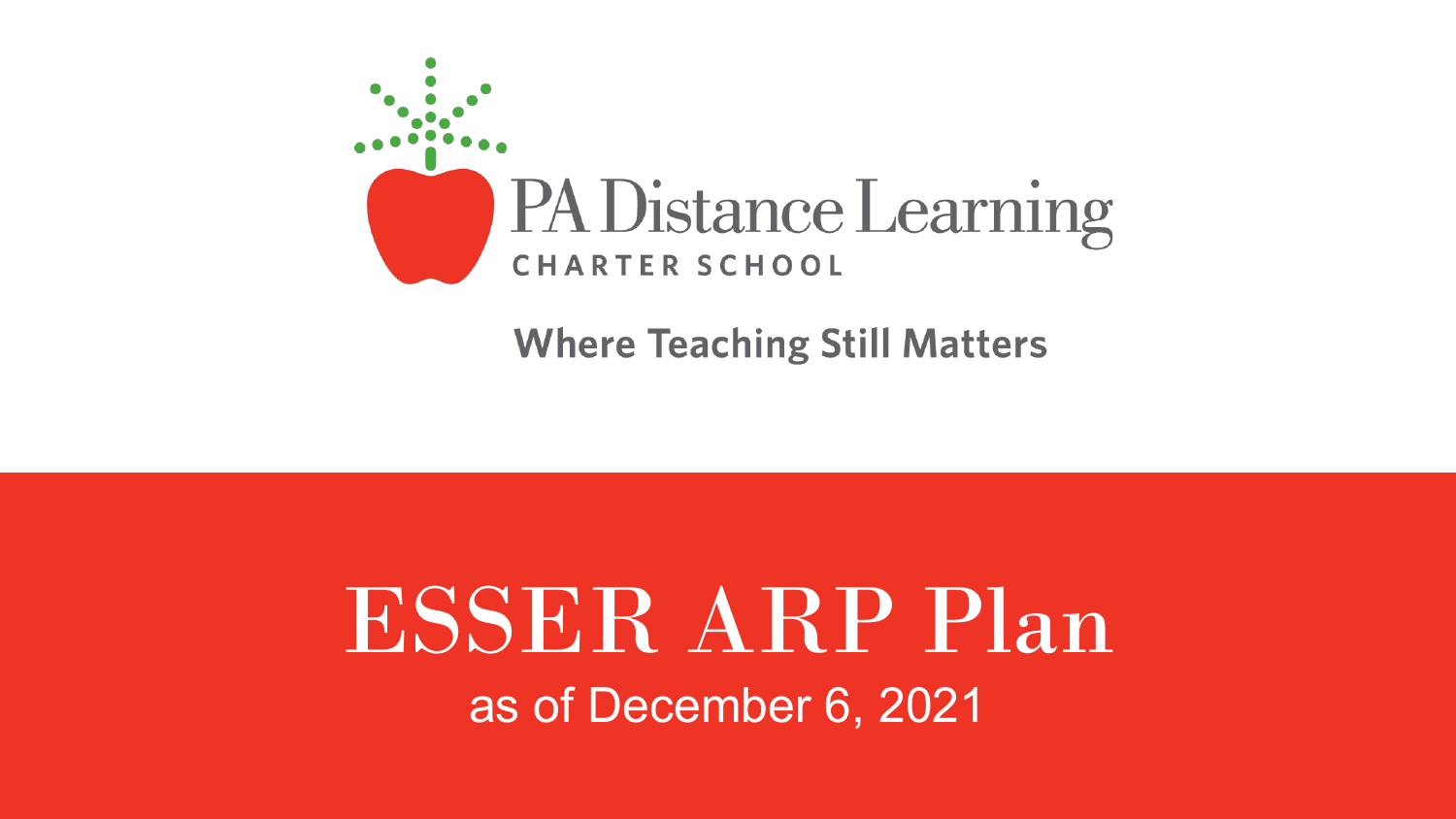PA Distance Learning

CHARTER SCHOOL

**Where Teaching Still Matters**

# ESSER ARP Plan

as of December 6, 2021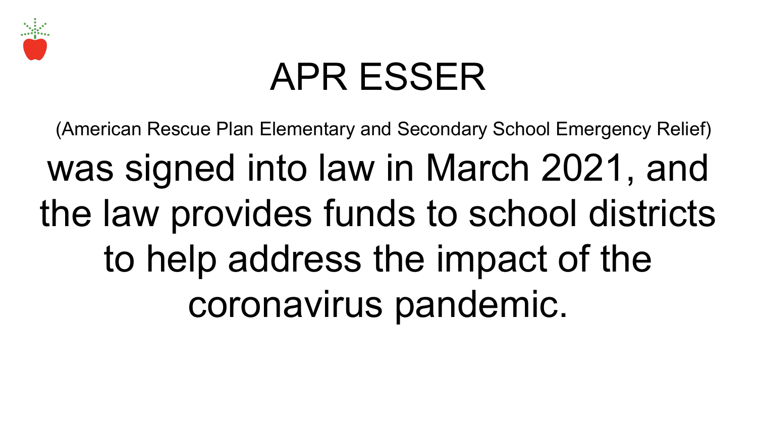# APR ESSER

(American Rescue Plan Elementary and Secondary School Emergency Relief)

was signed into law in March 2021, and the law provides funds to school districts to help address the impact of the coronavirus pandemic.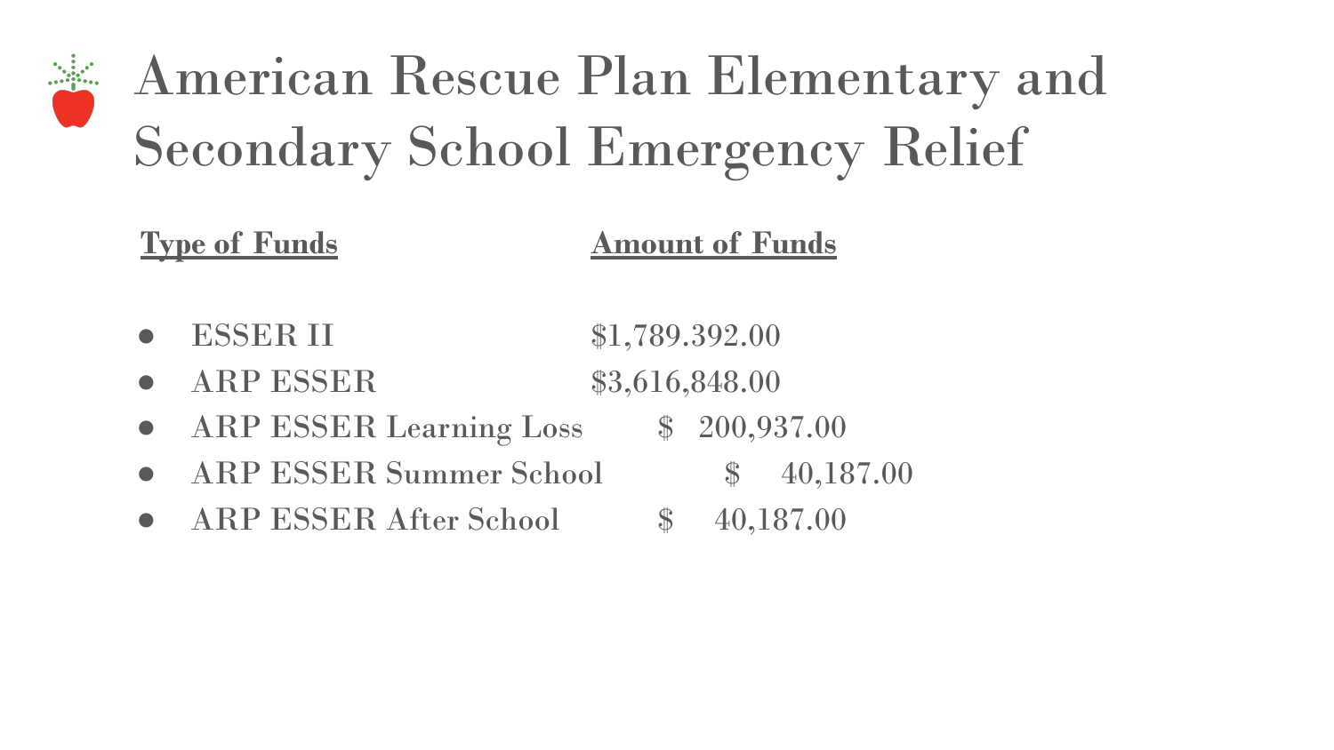# American Rescue Plan Elementary and Secondary School Emergency Relief

| Type of Funds | Amount of Funds |
| --- | --- |
| ESSER II | $1,789.392.00 |
| ARP ESSER | $3,616,848.00 |
| ARP ESSER Learning Loss | $ 200,937.00 |
| ARP ESSER Summer School | $ 40,187.00 |
| ARP ESSER After School | $ 40,187.00 |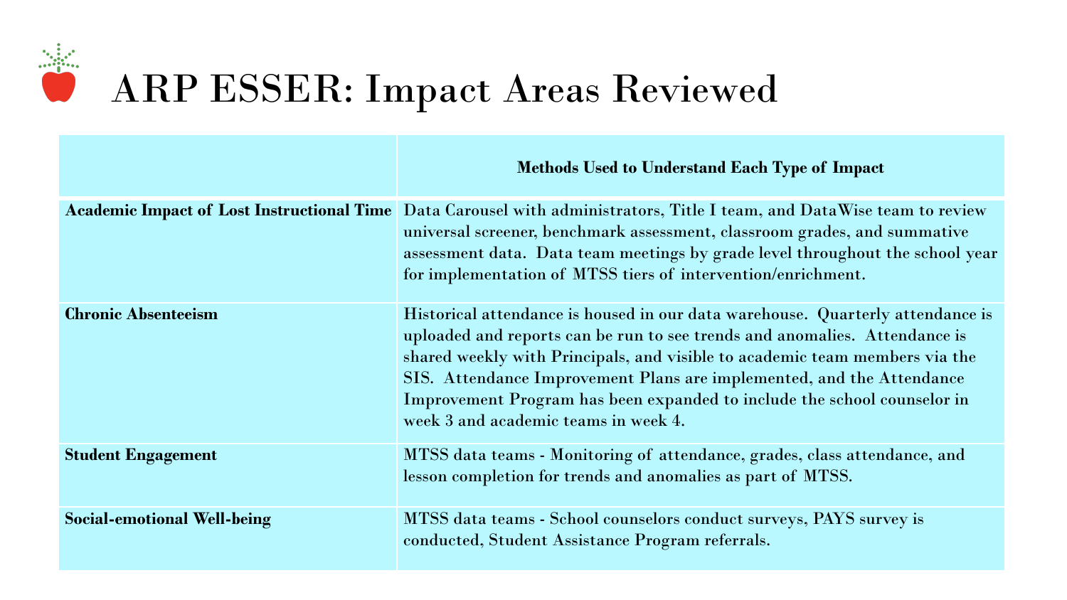# ARP ESSER: Impact Areas Reviewed

| | **Methods Used to Understand Each Type of Impact** |
|---|---|
| **Academic Impact of Lost Instructional Time** | Data Carousel with administrators, Title I team, and DataWise team to review universal screener, benchmark assessment, classroom grades, and summative assessment data. Data team meetings by grade level throughout the school year for implementation of MTSS tiers of intervention/enrichment. |
| **Chronic Absenteeism** | Historical attendance is housed in our data warehouse. Quarterly attendance is uploaded and reports can be run to see trends and anomalies. Attendance is shared weekly with Principals, and visible to academic team members via the SIS. Attendance Improvement Plans are implemented, and the Attendance Improvement Program has been expanded to include the school counselor in week 3 and academic teams in week 4. |
| **Student Engagement** | MTSS data teams - Monitoring of attendance, grades, class attendance, and lesson completion for trends and anomalies as part of MTSS. |
| **Social-emotional Well-being** | MTSS data teams - School counselors conduct surveys, PAYS survey is conducted, Student Assistance Program referrals. |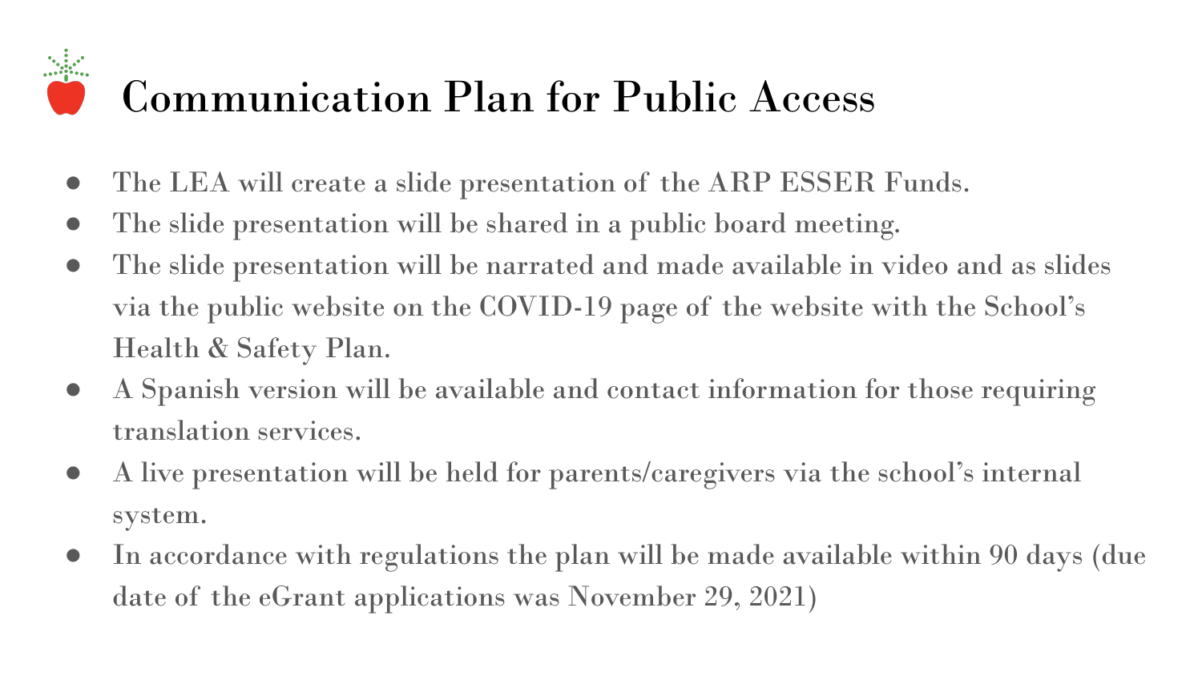# Communication Plan for Public Access

- The LEA will create a slide presentation of the ARP ESSER Funds.
- The slide presentation will be shared in a public board meeting.
- The slide presentation will be narrated and made available in video and as slides via the public website on the COVID-19 page of the website with the School's Health & Safety Plan.
- A Spanish version will be available and contact information for those requiring translation services.
- A live presentation will be held for parents/caregivers via the school's internal system.
- In accordance with regulations the plan will be made available within 90 days (due date of the eGrant applications was November 29, 2021)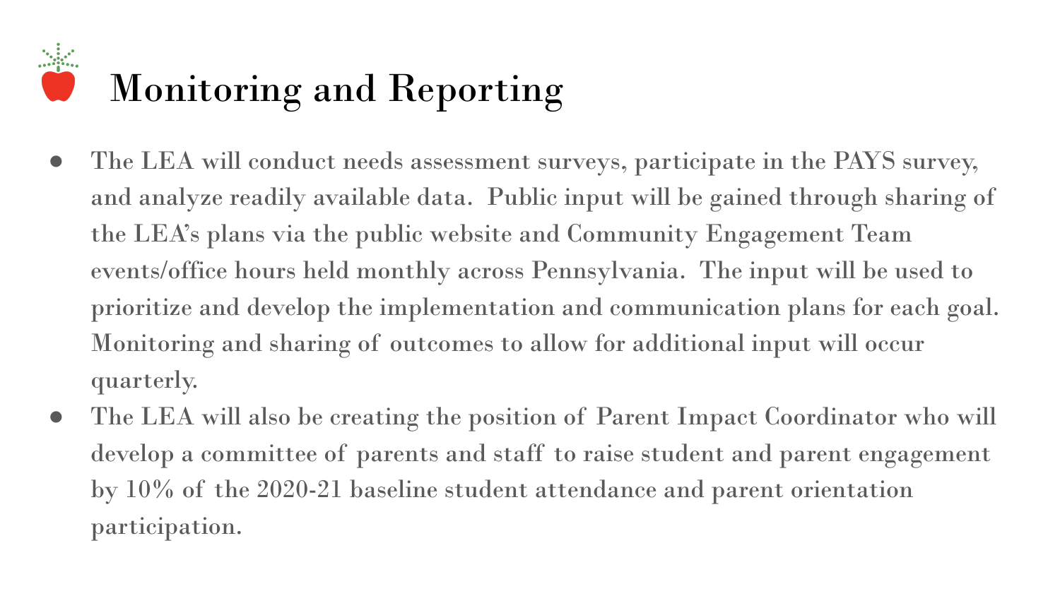# Monitoring and Reporting

- The LEA will conduct needs assessment surveys, participate in the PAYS survey, and analyze readily available data. Public input will be gained through sharing of the LEA's plans via the public website and Community Engagement Team events/office hours held monthly across Pennsylvania. The input will be used to prioritize and develop the implementation and communication plans for each goal. Monitoring and sharing of outcomes to allow for additional input will occur quarterly.
- The LEA will also be creating the position of Parent Impact Coordinator who will develop a committee of parents and staff to raise student and parent engagement by 10% of the 2020-21 baseline student attendance and parent orientation participation.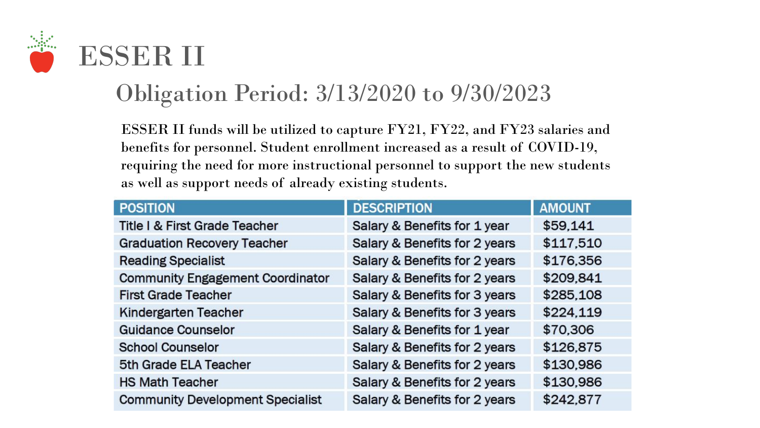# ESSER II

## Obligation Period: 3/13/2020 to 9/30/2023

ESSER II funds will be utilized to capture FY21, FY22, and FY23 salaries and benefits for personnel. Student enrollment increased as a result of COVID-19, requiring the need for more instructional personnel to support the new students as well as support needs of already existing students.

| POSITION | DESCRIPTION | AMOUNT |
|---|---|---|
| Title I & First Grade Teacher | Salary & Benefits for 1 year | $59,141 |
| Graduation Recovery Teacher | Salary & Benefits for 2 years | $117,510 |
| Reading Specialist | Salary & Benefits for 2 years | $176,356 |
| Community Engagement Coordinator | Salary & Benefits for 2 years | $209,841 |
| First Grade Teacher | Salary & Benefits for 3 years | $285,108 |
| Kindergarten Teacher | Salary & Benefits for 3 years | $224,119 |
| Guidance Counselor | Salary & Benefits for 1 year | $70,306 |
| School Counselor | Salary & Benefits for 2 years | $126,875 |
| 5th Grade ELA Teacher | Salary & Benefits for 2 years | $130,986 |
| HS Math Teacher | Salary & Benefits for 2 years | $130,986 |
| Community Development Specialist | Salary & Benefits for 2 years | $242,877 |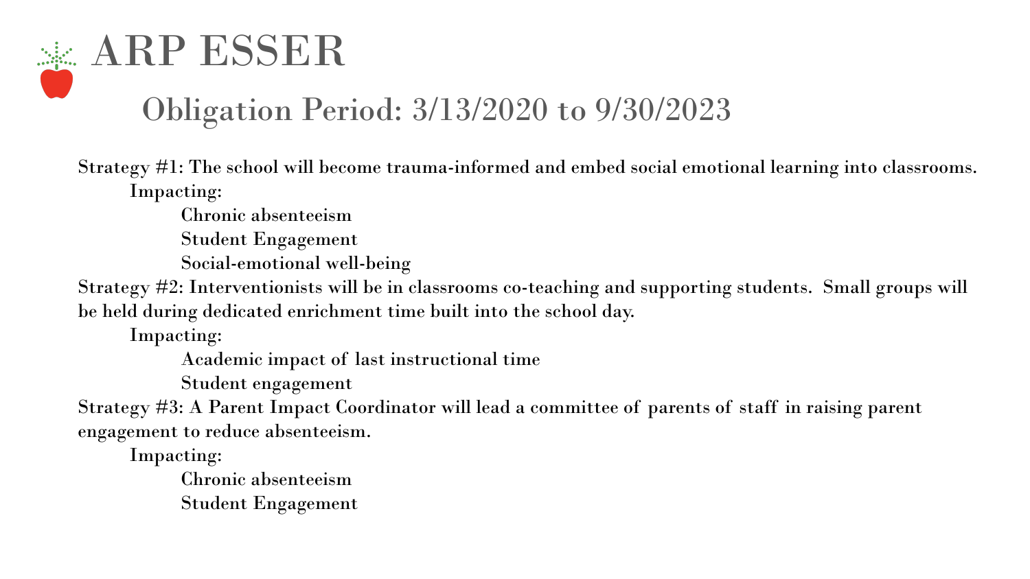# ARP ESSER

## Obligation Period: 3/13/2020 to 9/30/2023

**Strategy #1: The school will become trauma-informed and embed social emotional learning into classrooms.**

**Impacting:**

- **Chronic absenteeism**
- **Student Engagement**
- **Social-emotional well-being**

**Strategy #2: Interventionists will be in classrooms co-teaching and supporting students. Small groups will be held during dedicated enrichment time built into the school day.**

**Impacting:**

- **Academic impact of last instructional time**
- **Student engagement**

**Strategy #3: A Parent Impact Coordinator will lead a committee of parents of staff in raising parent engagement to reduce absenteeism.**

**Impacting:**

- **Chronic absenteeism**
- **Student Engagement**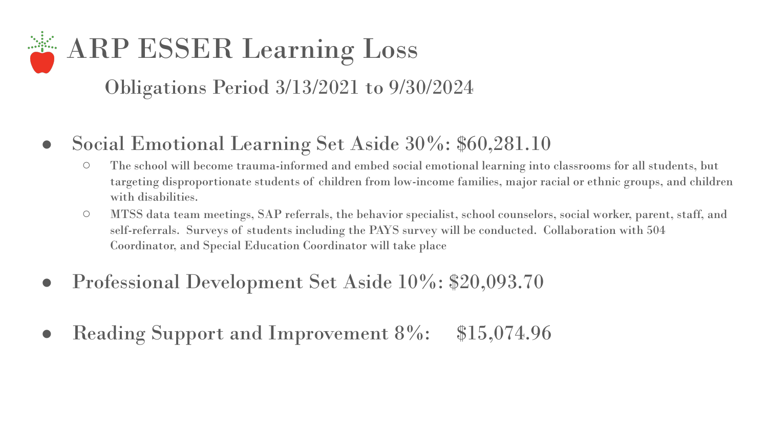# ARP ESSER Learning Loss

## Obligations Period 3/13/2021 to 9/30/2024

- Social Emotional Learning Set Aside 30%: $60,281.10
  - The school will become trauma-informed and embed social emotional learning into classrooms for all students, but targeting disproportionate students of children from low-income families, major racial or ethnic groups, and children with disabilities.
  - MTSS data team meetings, SAP referrals, the behavior specialist, school counselors, social worker, parent, staff, and self-referrals. Surveys of students including the PAYS survey will be conducted. Collaboration with 504 Coordinator, and Special Education Coordinator will take place
- Professional Development Set Aside 10%: $20,093.70
- Reading Support and Improvement 8%: $15,074.96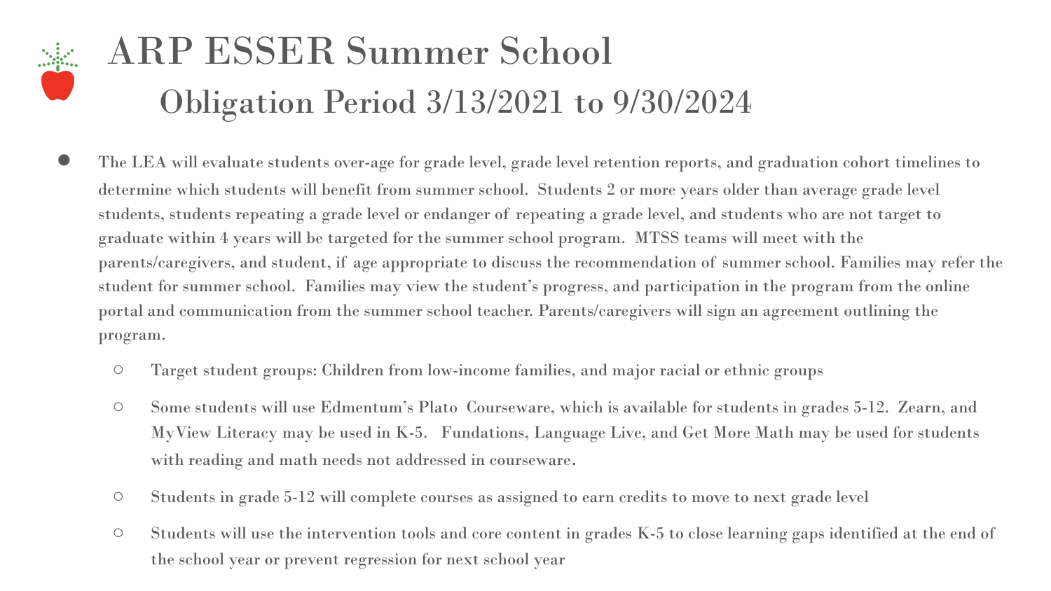# ARP ESSER Summer School

## Obligation Period 3/13/2021 to 9/30/2024

- The LEA will evaluate students over-age for grade level, grade level retention reports, and graduation cohort timelines to determine which students will benefit from summer school. Students 2 or more years older than average grade level students, students repeating a grade level or endanger of repeating a grade level, and students who are not target to graduate within 4 years will be targeted for the summer school program. MTSS teams will meet with the parents/caregivers, and student, if age appropriate to discuss the recommendation of summer school. Families may refer the student for summer school. Families may view the student's progress, and participation in the program from the online portal and communication from the summer school teacher. Parents/caregivers will sign an agreement outlining the program.
    - Target student groups: Children from low-income families, and major racial or ethnic groups
    - Some students will use Edmentum's Plato Courseware, which is available for students in grades 5-12. Zearn, and MyView Literacy may be used in K-5. Fundations, Language Live, and Get More Math may be used for students with reading and math needs not addressed in courseware.
    - Students in grade 5-12 will complete courses as assigned to earn credits to move to next grade level
    - Students will use the intervention tools and core content in grades K-5 to close learning gaps identified at the end of the school year or prevent regression for next school year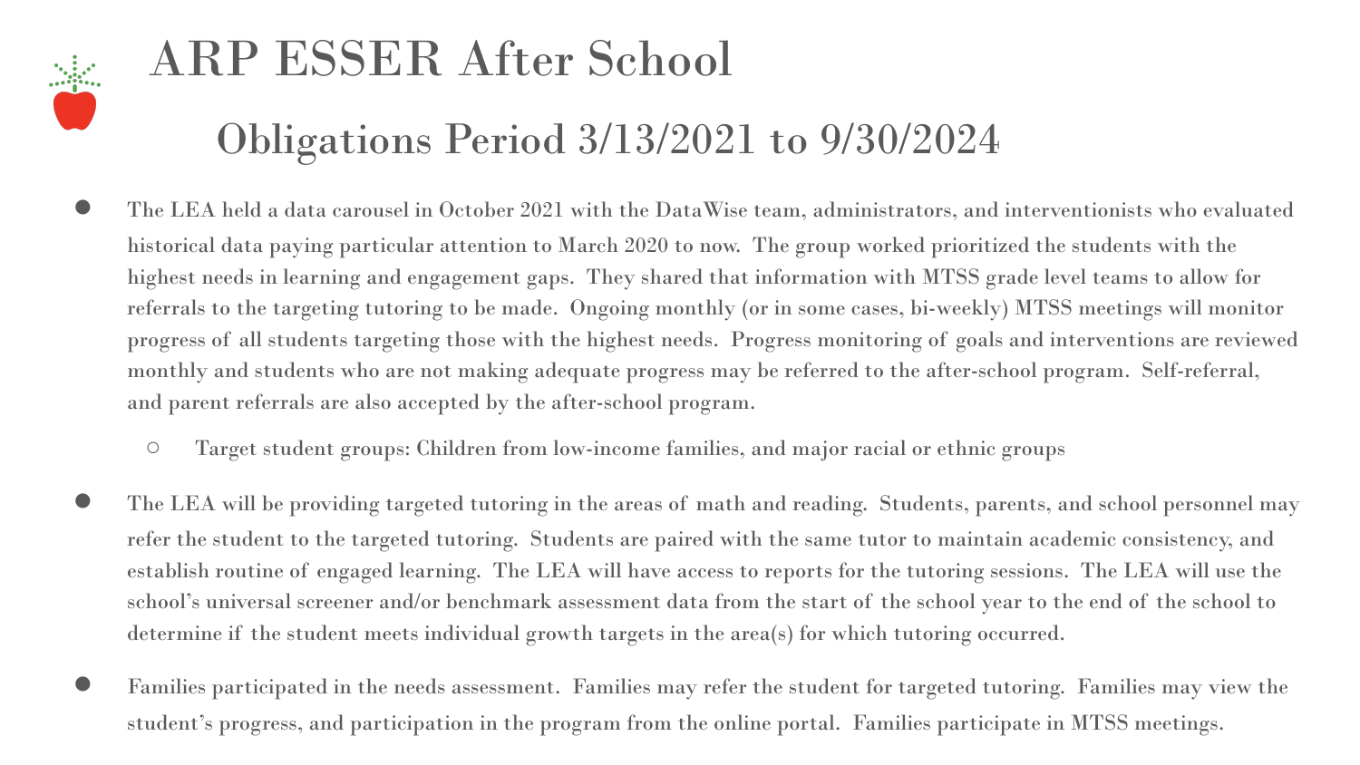# ARP ESSER After School

## Obligations Period 3/13/2021 to 9/30/2024

- The LEA held a data carousel in October 2021 with the DataWise team, administrators, and interventionists who evaluated historical data paying particular attention to March 2020 to now. The group worked prioritized the students with the highest needs in learning and engagement gaps. They shared that information with MTSS grade level teams to allow for referrals to the targeting tutoring to be made. Ongoing monthly (or in some cases, bi-weekly) MTSS meetings will monitor progress of all students targeting those with the highest needs. Progress monitoring of goals and interventions are reviewed monthly and students who are not making adequate progress may be referred to the after-school program. Self-referral, and parent referrals are also accepted by the after-school program.
  - Target student groups: Children from low-income families, and major racial or ethnic groups
- The LEA will be providing targeted tutoring in the areas of math and reading. Students, parents, and school personnel may refer the student to the targeted tutoring. Students are paired with the same tutor to maintain academic consistency, and establish routine of engaged learning. The LEA will have access to reports for the tutoring sessions. The LEA will use the school's universal screener and/or benchmark assessment data from the start of the school year to the end of the school to determine if the student meets individual growth targets in the area(s) for which tutoring occurred.
- Families participated in the needs assessment. Families may refer the student for targeted tutoring. Families may view the student's progress, and participation in the program from the online portal. Families participate in MTSS meetings.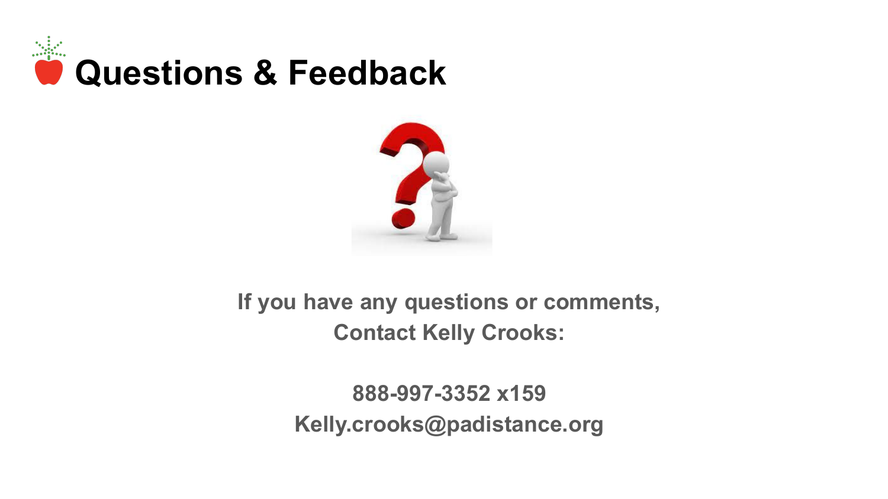# Questions & Feedback

**If you have any questions or comments,**
**Contact Kelly Crooks:**

**888-997-3352 x159**
**Kelly.crooks@padistance.org**